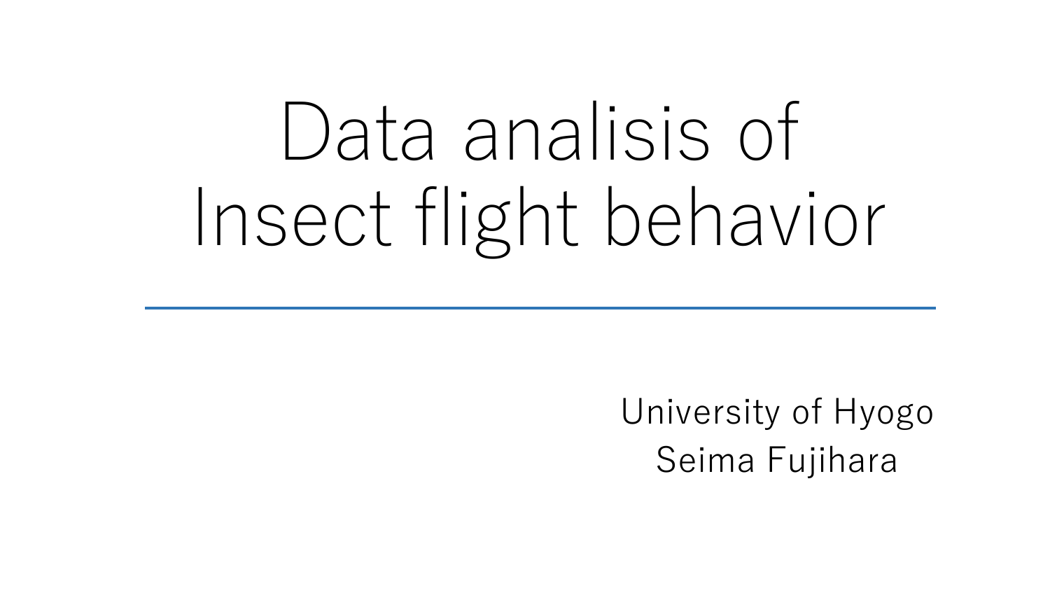# Data analisis of Insect flight behavior

University of Hyogo
Seima Fujihara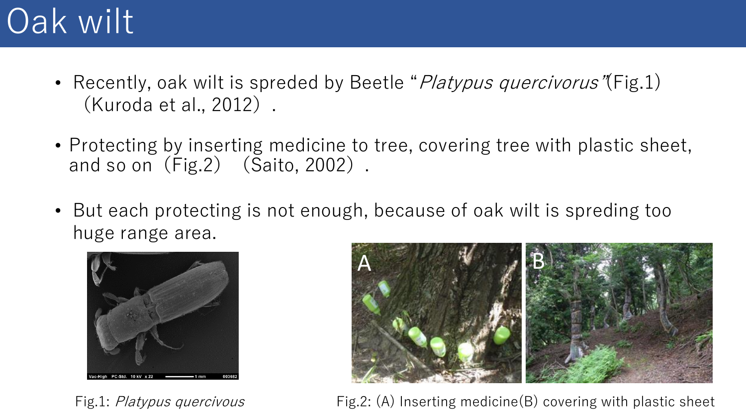# Oak wilt

- Recently, oak wilt is spreded by Beetle “*Platypus quercivorus*”(Fig.1)（Kuroda et al., 2012）.
- Protecting by inserting medicine to tree, covering tree with plastic sheet, and so on（Fig.2）（Saito, 2002）.
- But each protecting is not enough, because of oak wilt is spreding too huge range area.

Fig.1: *Platypus quercivous*

Fig.2: (A) Inserting medicine(B) covering with plastic sheet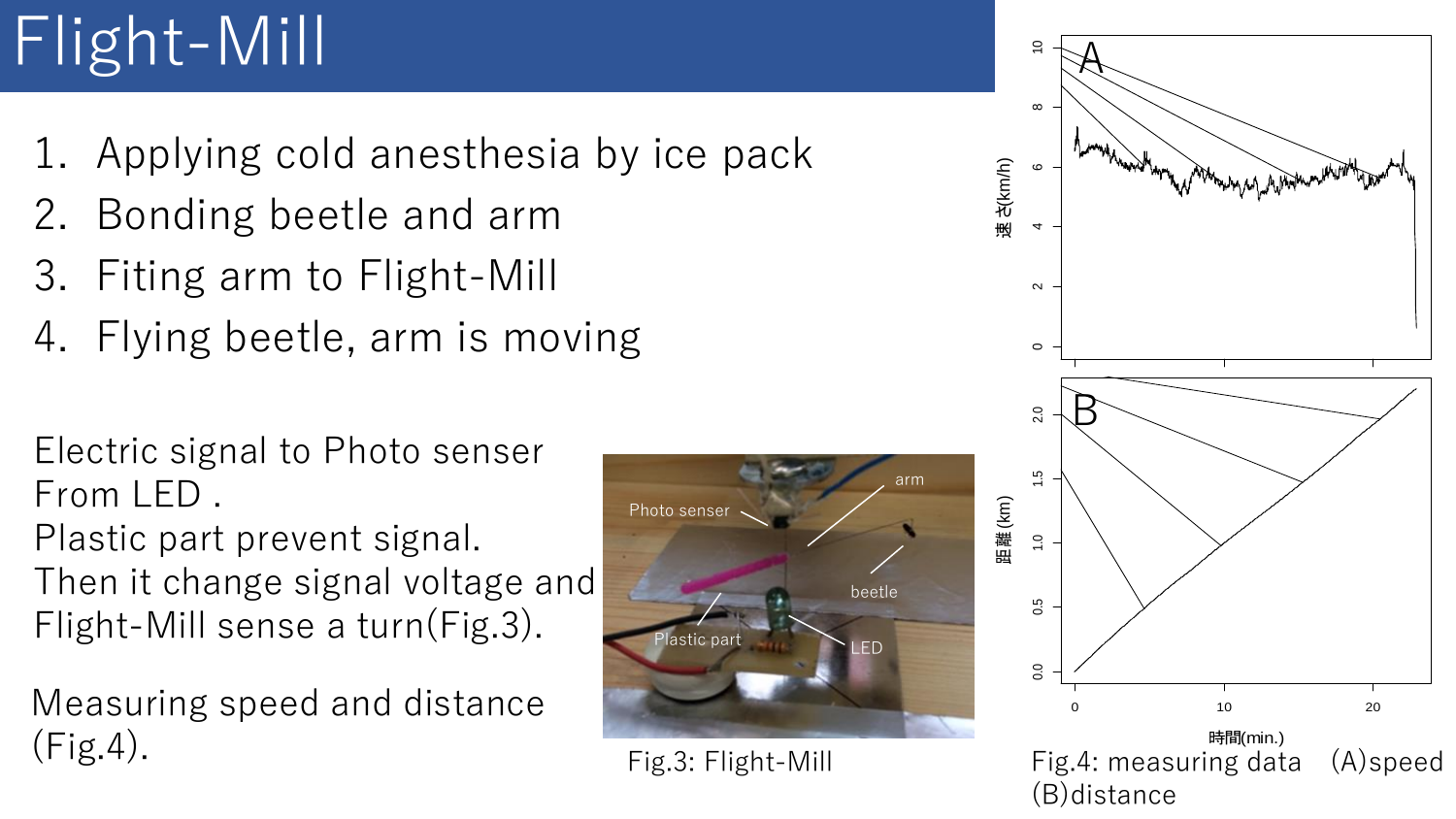# Flight-Mill

1. Applying cold anesthesia by ice pack
2. Bonding beetle and arm
3. Fiting arm to Flight-Mill
4. Flying beetle, arm is moving

Electric signal to Photo senser From LED .
Plastic part prevent signal.
Then it change signal voltage and Flight-Mill sense a turn(Fig.3).

Measuring speed and distance (Fig.4).

Fig.3: Flight-Mill

Fig.4: measuring data (A)speed (B)distance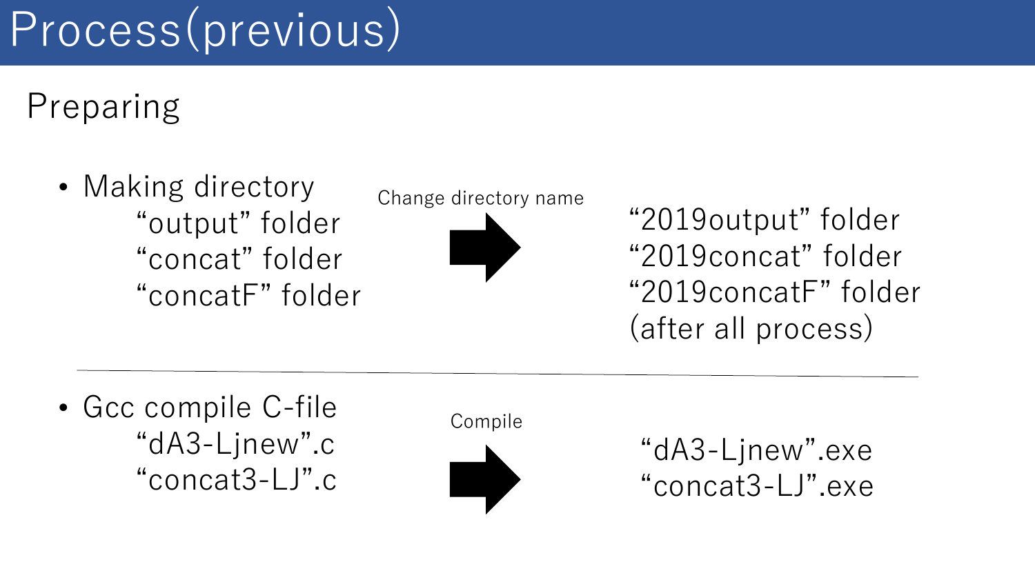# Process(previous)

## Preparing

- Making directory
  - “output” folder
  - “concat” folder
  - “concatF” folder

Change directory name →

“2019output” folder
“2019concat” folder
“2019concatF” folder
(after all process)

---

- Gcc compile C-file
  - “dA3-Ljnew”.c
  - “concat3-LJ”.c

Compile →

“dA3-Ljnew”.exe
“concat3-LJ”.exe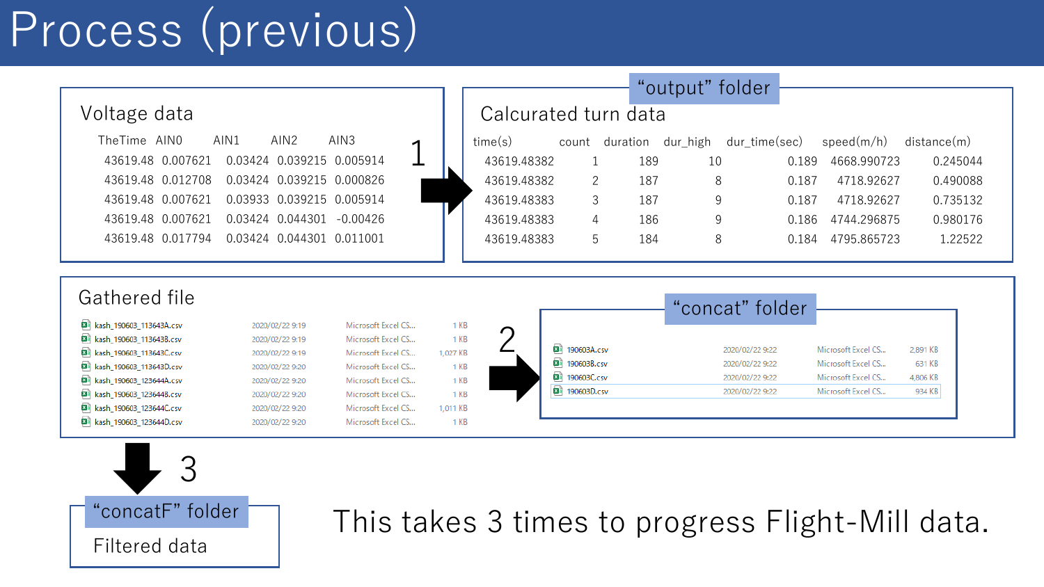# Process (previous)

## Voltage data

| TheTime | AIN0 | AIN1 | AIN2 | AIN3 |
|---|---|---|---|---|
| 43619.48 | 0.007621 | 0.03424 | 0.039215 | 0.005914 |
| 43619.48 | 0.012708 | 0.03424 | 0.039215 | 0.000826 |
| 43619.48 | 0.007621 | 0.03933 | 0.039215 | 0.005914 |
| 43619.48 | 0.007621 | 0.03424 | 0.044301 | -0.00426 |
| 43619.48 | 0.017794 | 0.03424 | 0.044301 | 0.011001 |

1 →

## "output" folder

### Calcurated turn data

| time(s) | count | duration | dur_high | dur_time(sec) | speed(m/h) | distance(m) |
|---|---|---|---|---|---|---|
| 43619.48382 | 1 | 189 | 10 | 0.189 | 4668.990723 | 0.245044 |
| 43619.48382 | 2 | 187 | 8 | 0.187 | 4718.92627 | 0.490088 |
| 43619.48383 | 3 | 187 | 9 | 0.187 | 4718.92627 | 0.735132 |
| 43619.48383 | 4 | 186 | 9 | 0.186 | 4744.296875 | 0.980176 |
| 43619.48383 | 5 | 184 | 8 | 0.184 | 4795.865723 | 1.22522 |

## Gathered file

| Name | Date | Type | Size |
|---|---|---|---|
| kash_190603_113643A.csv | 2020/02/22 9:19 | Microsoft Excel CS... | 1 KB |
| kash_190603_113643B.csv | 2020/02/22 9:19 | Microsoft Excel CS... | 1 KB |
| kash_190603_113643C.csv | 2020/02/22 9:19 | Microsoft Excel CS... | 1,027 KB |
| kash_190603_113643D.csv | 2020/02/22 9:20 | Microsoft Excel CS... | 1 KB |
| kash_190603_123644A.csv | 2020/02/22 9:20 | Microsoft Excel CS... | 1 KB |
| kash_190603_123644B.csv | 2020/02/22 9:20 | Microsoft Excel CS... | 1 KB |
| kash_190603_123644C.csv | 2020/02/22 9:20 | Microsoft Excel CS... | 1,011 KB |
| kash_190603_123644D.csv | 2020/02/22 9:20 | Microsoft Excel CS... | 1 KB |

2 →

## "concat" folder

| Name | Date | Type | Size |
|---|---|---|---|
| 190603A.csv | 2020/02/22 9:22 | Microsoft Excel CS... | 2,891 KB |
| 190603B.csv | 2020/02/22 9:22 | Microsoft Excel CS... | 631 KB |
| 190603C.csv | 2020/02/22 9:22 | Microsoft Excel CS... | 4,806 KB |
| 190603D.csv | 2020/02/22 9:22 | Microsoft Excel CS... | 934 KB |

3 ↓

## "concatF" folder

Filtered data

This takes 3 times to progress Flight-Mill data.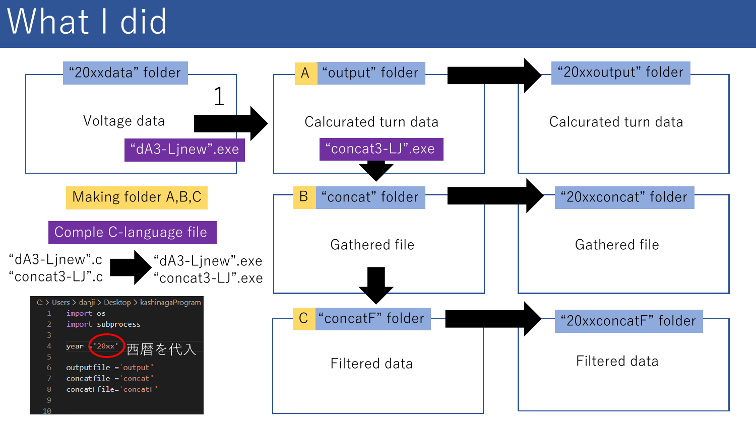# What I did

"20xxdata" folder

Voltage data

1

"dA3-Ljnew".exe

A "output" folder

Calcurated turn data

"concat3-LJ".exe

"20xxoutput" folder

Calcurated turn data

B "concat" folder

Gathered file

"20xxconcat" folder

Gathered file

C "concatF" folder

Filtered data

"20xxconcatF" folder

Filtered data

Making folder A,B,C

Comple C-language file

"dA3-Ljnew".c
"concat3-LJ".c

"dA3-Ljnew".exe
"concat3-LJ".exe

C: > Users > danji > Desktop > kashinagaProgram

```
1   import os
2   import subprocess
3
4   year ='20xx'
5
6   outputfile ='output'
7   concatfile ='concat'
8   concatFfile='concatF'
9
10
```

西暦を代入